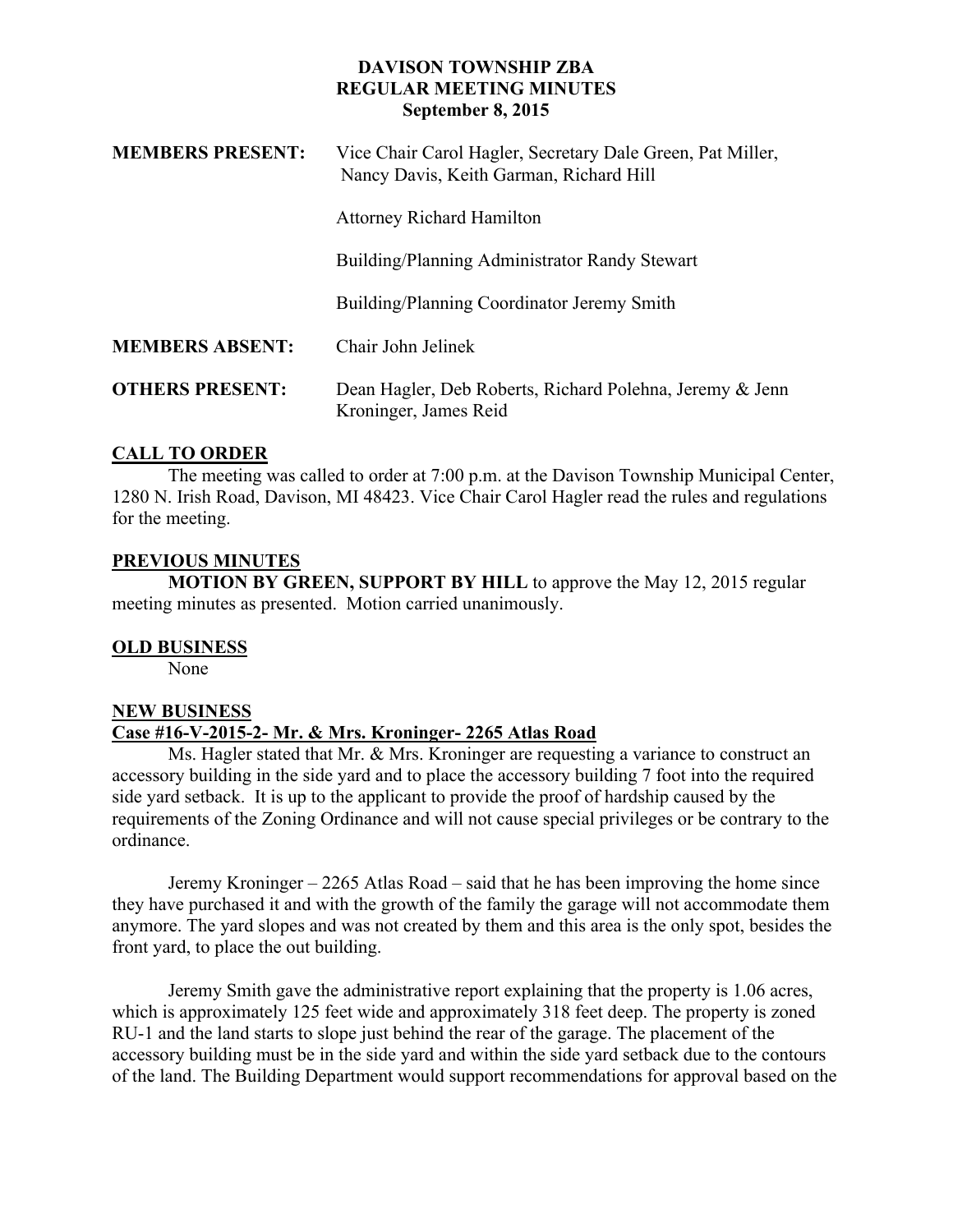# DAVISON TOWNSHIP ZBA
## REGULAR MEETING MINUTES
### September 8, 2015

**MEMBERS PRESENT:** Vice Chair Carol Hagler, Secretary Dale Green, Pat Miller, Nancy Davis, Keith Garman, Richard Hill

Attorney Richard Hamilton

Building/Planning Administrator Randy Stewart

Building/Planning Coordinator Jeremy Smith

**MEMBERS ABSENT:** Chair John Jelinek

**OTHERS PRESENT:** Dean Hagler, Deb Roberts, Richard Polehna, Jeremy & Jenn Kroninger, James Reid

**CALL TO ORDER**

The meeting was called to order at 7:00 p.m. at the Davison Township Municipal Center, 1280 N. Irish Road, Davison, MI 48423. Vice Chair Carol Hagler read the rules and regulations for the meeting.

**PREVIOUS MINUTES**

**MOTION BY GREEN, SUPPORT BY HILL** to approve the May 12, 2015 regular meeting minutes as presented. Motion carried unanimously.

**OLD BUSINESS**

None

**NEW BUSINESS**

**Case #16-V-2015-2- Mr. & Mrs. Kroninger- 2265 Atlas Road**

Ms. Hagler stated that Mr. & Mrs. Kroninger are requesting a variance to construct an accessory building in the side yard and to place the accessory building 7 foot into the required side yard setback. It is up to the applicant to provide the proof of hardship caused by the requirements of the Zoning Ordinance and will not cause special privileges or be contrary to the ordinance.

Jeremy Kroninger – 2265 Atlas Road – said that he has been improving the home since they have purchased it and with the growth of the family the garage will not accommodate them anymore. The yard slopes and was not created by them and this area is the only spot, besides the front yard, to place the out building.

Jeremy Smith gave the administrative report explaining that the property is 1.06 acres, which is approximately 125 feet wide and approximately 318 feet deep. The property is zoned RU-1 and the land starts to slope just behind the rear of the garage. The placement of the accessory building must be in the side yard and within the side yard setback due to the contours of the land. The Building Department would support recommendations for approval based on the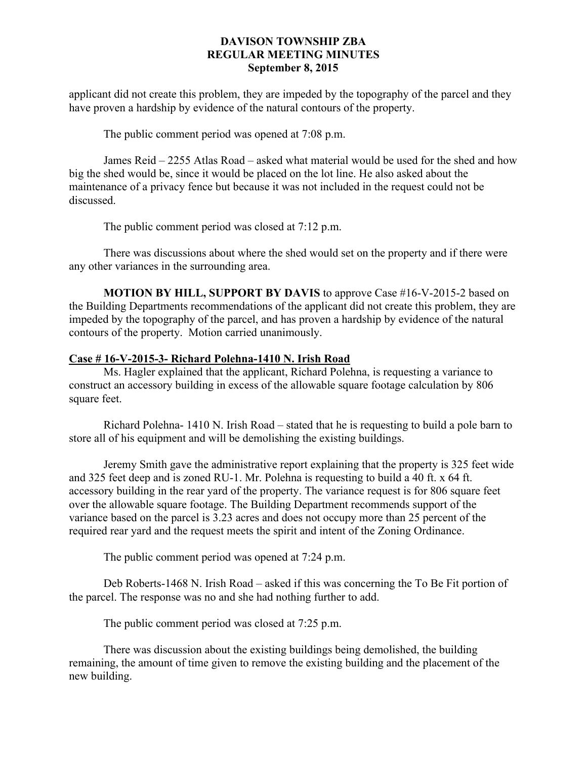applicant did not create this problem, they are impeded by the topography of the parcel and they have proven a hardship by evidence of the natural contours of the property.

The public comment period was opened at 7:08 p.m.

James Reid – 2255 Atlas Road – asked what material would be used for the shed and how big the shed would be, since it would be placed on the lot line. He also asked about the maintenance of a privacy fence but because it was not included in the request could not be discussed.

The public comment period was closed at 7:12 p.m.

There was discussions about where the shed would set on the property and if there were any other variances in the surrounding area.

**MOTION BY HILL, SUPPORT BY DAVIS** to approve Case #16-V-2015-2 based on the Building Departments recommendations of the applicant did not create this problem, they are impeded by the topography of the parcel, and has proven a hardship by evidence of the natural contours of the property. Motion carried unanimously.

**Case # 16-V-2015-3- Richard Polehna-1410 N. Irish Road**

Ms. Hagler explained that the applicant, Richard Polehna, is requesting a variance to construct an accessory building in excess of the allowable square footage calculation by 806 square feet.

Richard Polehna- 1410 N. Irish Road – stated that he is requesting to build a pole barn to store all of his equipment and will be demolishing the existing buildings.

Jeremy Smith gave the administrative report explaining that the property is 325 feet wide and 325 feet deep and is zoned RU-1. Mr. Polehna is requesting to build a 40 ft. x 64 ft. accessory building in the rear yard of the property. The variance request is for 806 square feet over the allowable square footage. The Building Department recommends support of the variance based on the parcel is 3.23 acres and does not occupy more than 25 percent of the required rear yard and the request meets the spirit and intent of the Zoning Ordinance.

The public comment period was opened at 7:24 p.m.

Deb Roberts-1468 N. Irish Road – asked if this was concerning the To Be Fit portion of the parcel. The response was no and she had nothing further to add.

The public comment period was closed at 7:25 p.m.

There was discussion about the existing buildings being demolished, the building remaining, the amount of time given to remove the existing building and the placement of the new building.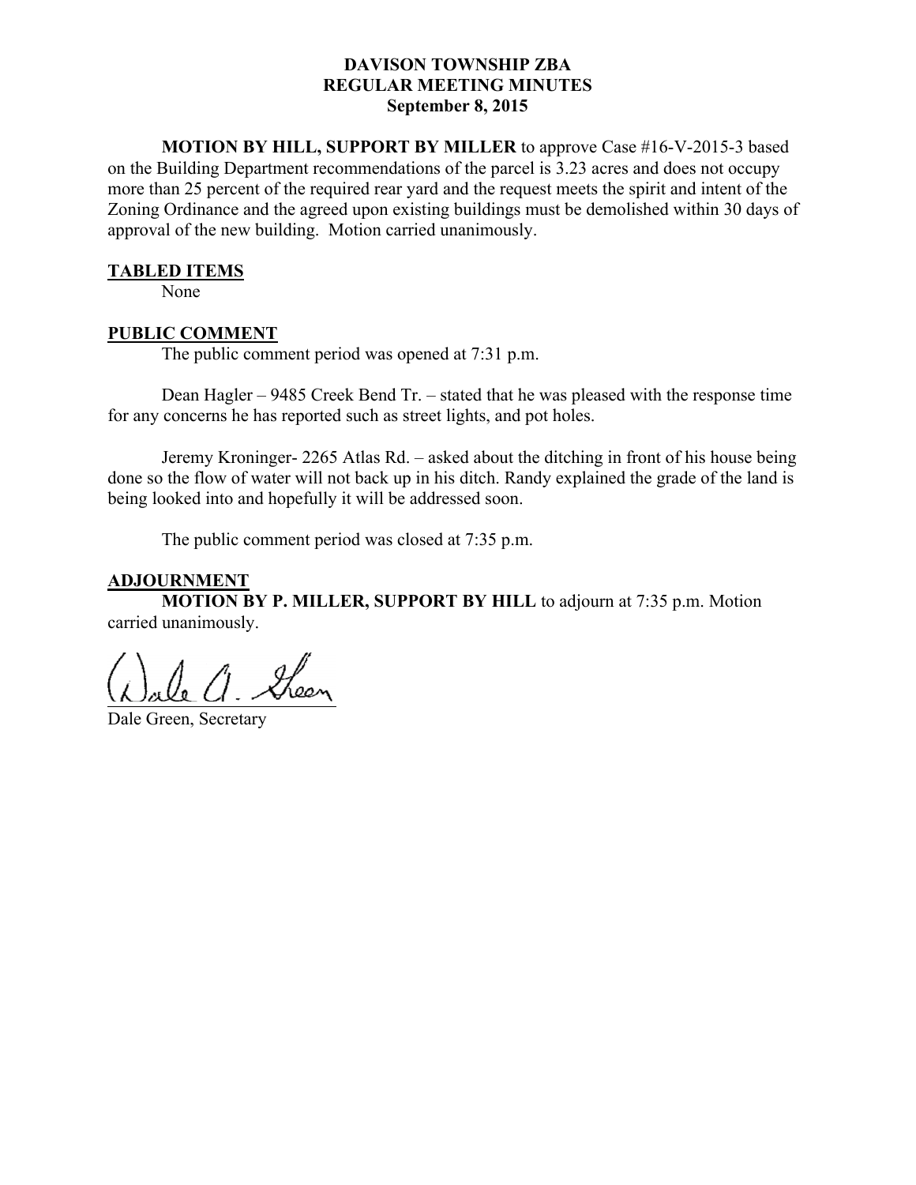**DAVISON TOWNSHIP ZBA**
**REGULAR MEETING MINUTES**
**September 8, 2015**

**MOTION BY HILL, SUPPORT BY MILLER** to approve Case #16-V-2015-3 based on the Building Department recommendations of the parcel is 3.23 acres and does not occupy more than 25 percent of the required rear yard and the request meets the spirit and intent of the Zoning Ordinance and the agreed upon existing buildings must be demolished within 30 days of approval of the new building. Motion carried unanimously.

## TABLED ITEMS

None

## PUBLIC COMMENT

The public comment period was opened at 7:31 p.m.

Dean Hagler – 9485 Creek Bend Tr. – stated that he was pleased with the response time for any concerns he has reported such as street lights, and pot holes.

Jeremy Kroninger- 2265 Atlas Rd. – asked about the ditching in front of his house being done so the flow of water will not back up in his ditch. Randy explained the grade of the land is being looked into and hopefully it will be addressed soon.

The public comment period was closed at 7:35 p.m.

## ADJOURNMENT

**MOTION BY P. MILLER, SUPPORT BY HILL** to adjourn at 7:35 p.m. Motion carried unanimously.

Dale A. Green

Dale Green, Secretary